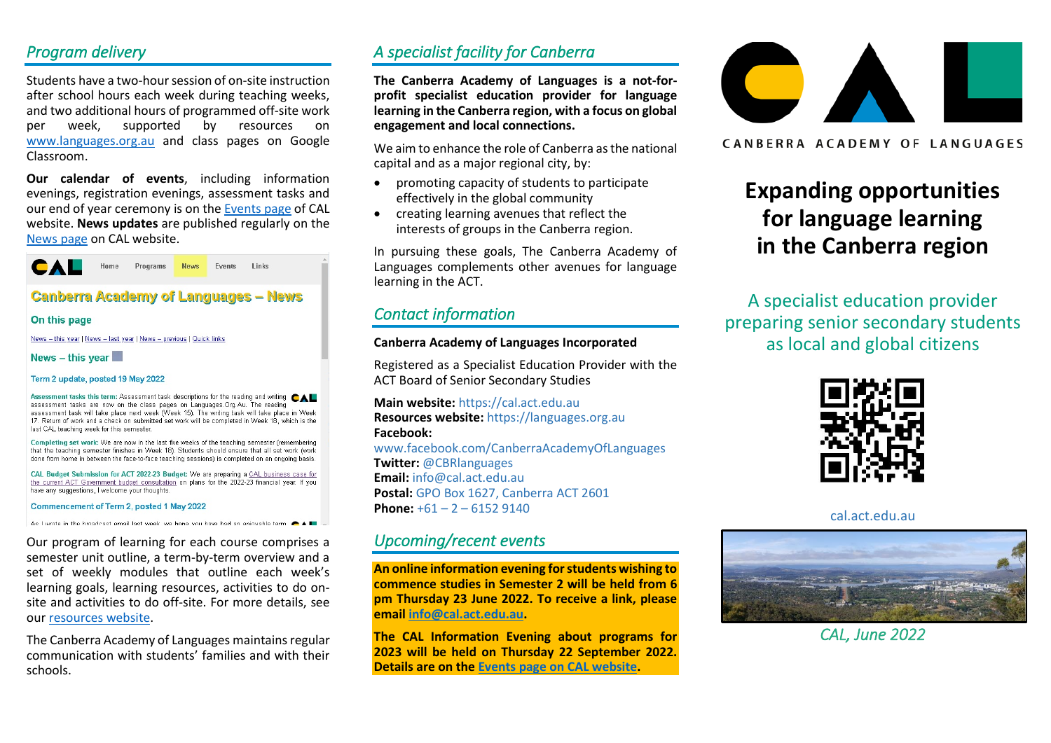## *Program delivery*

Students have a two-hour session of on-site instruction after school hours each week during teaching weeks, and two additional hours of programmed off-site work per week, supported by resources on www.languages.org.au and class pages on Google Classroom.

**Our calendar of events**, including information evenings, registration evenings, assessment tasks and our end of year ceremony is on the Events page of CAL website. **News updates** are published regularly on the News page on CAL website.

Our program of learning for each course comprises a semester unit outline, a term-by-term overview and a set of weekly modules that outline each week's learning goals, learning resources, activities to do on-site and activities to do off-site. For more details, see our resources website.

The Canberra Academy of Languages maintains regular communication with students' families and with their schools.

## *A specialist facility for Canberra*

**The Canberra Academy of Languages is a not-for-profit specialist education provider for language learning in the Canberra region, with a focus on global engagement and local connections.**

We aim to enhance the role of Canberra as the national capital and as a major regional city, by:

- promoting capacity of students to participate effectively in the global community
- creating learning avenues that reflect the interests of groups in the Canberra region.

In pursuing these goals, The Canberra Academy of Languages complements other avenues for language learning in the ACT.

## *Contact information*

**Canberra Academy of Languages Incorporated**

Registered as a Specialist Education Provider with the ACT Board of Senior Secondary Studies

**Main website:** https://cal.act.edu.au
**Resources website:** https://languages.org.au
**Facebook:** www.facebook.com/CanberraAcademyOfLanguages
**Twitter:** @CBRlanguages
**Email:** info@cal.act.edu.au
**Postal:** GPO Box 1627, Canberra ACT 2601
**Phone:** +61 – 2 – 6152 9140

## *Upcoming/recent events*

**An online information evening for students wishing to commence studies in Semester 2 will be held from 6 pm Thursday 23 June 2022. To receive a link, please email info@cal.act.edu.au.**

**The CAL Information Evening about programs for 2023 will be held on Thursday 22 September 2022. Details are on the Events page on CAL website.**

CANBERRA ACADEMY OF LANGUAGES

# Expanding opportunities for language learning in the Canberra region

A specialist education provider preparing senior secondary students as local and global citizens

cal.act.edu.au

*CAL, June 2022*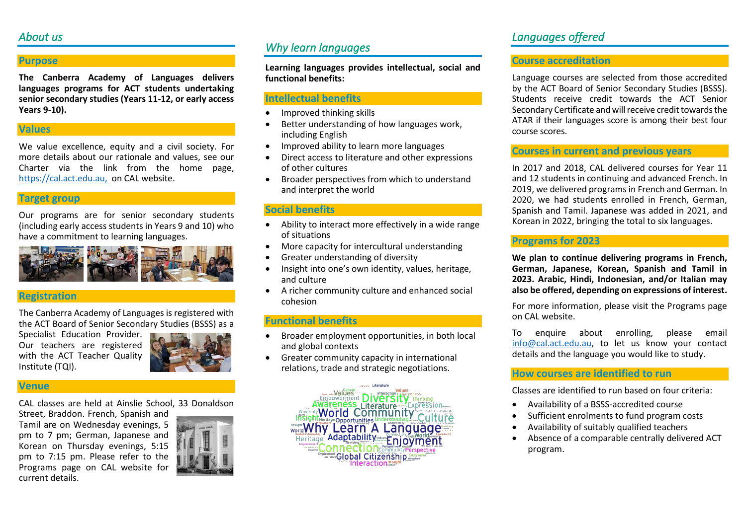## *About us*

### Purpose

**The Canberra Academy of Languages delivers languages programs for ACT students undertaking senior secondary studies (Years 11-12, or early access Years 9-10).**

### Values

We value excellence, equity and a civil society. For more details about our rationale and values, see our Charter via the link from the home page, https://cal.act.edu.au, on CAL website.

### Target group

Our programs are for senior secondary students (including early access students in Years 9 and 10) who have a commitment to learning languages.

### Registration

The Canberra Academy of Languages is registered with the ACT Board of Senior Secondary Studies (BSSS) as a Specialist Education Provider. Our teachers are registered with the ACT Teacher Quality Institute (TQI).

### Venue

CAL classes are held at Ainslie School, 33 Donaldson Street, Braddon. French, Spanish and Tamil are on Wednesday evenings, 5 pm to 7 pm; German, Japanese and Korean on Thursday evenings, 5:15 pm to 7:15 pm. Please refer to the Programs page on CAL website for current details.

## *Why learn languages*

**Learning languages provides intellectual, social and functional benefits:**

### Intellectual benefits

- Improved thinking skills
- Better understanding of how languages work, including English
- Improved ability to learn more languages
- Direct access to literature and other expressions of other cultures
- Broader perspectives from which to understand and interpret the world

### Social benefits

- Ability to interact more effectively in a wide range of situations
- More capacity for intercultural understanding
- Greater understanding of diversity
- Insight into one's own identity, values, heritage, and culture
- A richer community culture and enhanced social cohesion

### Functional benefits

- Broader employment opportunities, in both local and global contexts
- Greater community capacity in international relations, trade and strategic negotiations.

## *Languages offered*

### Course accreditation

Language courses are selected from those accredited by the ACT Board of Senior Secondary Studies (BSSS). Students receive credit towards the ACT Senior Secondary Certificate and will receive credit towards the ATAR if their languages score is among their best four course scores.

### Courses in current and previous years

In 2017 and 2018, CAL delivered courses for Year 11 and 12 students in continuing and advanced French. In 2019, we delivered programs in French and German. In 2020, we had students enrolled in French, German, Spanish and Tamil. Japanese was added in 2021, and Korean in 2022, bringing the total to six languages.

### Programs for 2023

**We plan to continue delivering programs in French, German, Japanese, Korean, Spanish and Tamil in 2023. Arabic, Hindi, Indonesian, and/or Italian may also be offered, depending on expressions of interest.**

For more information, please visit the Programs page on CAL website.

To enquire about enrolling, please email info@cal.act.edu.au, to let us know your contact details and the language you would like to study.

### How courses are identified to run

Classes are identified to run based on four criteria:

- Availability of a BSSS-accredited course
- Sufficient enrolments to fund program costs
- Availability of suitably qualified teachers
- Absence of a comparable centrally delivered ACT program.